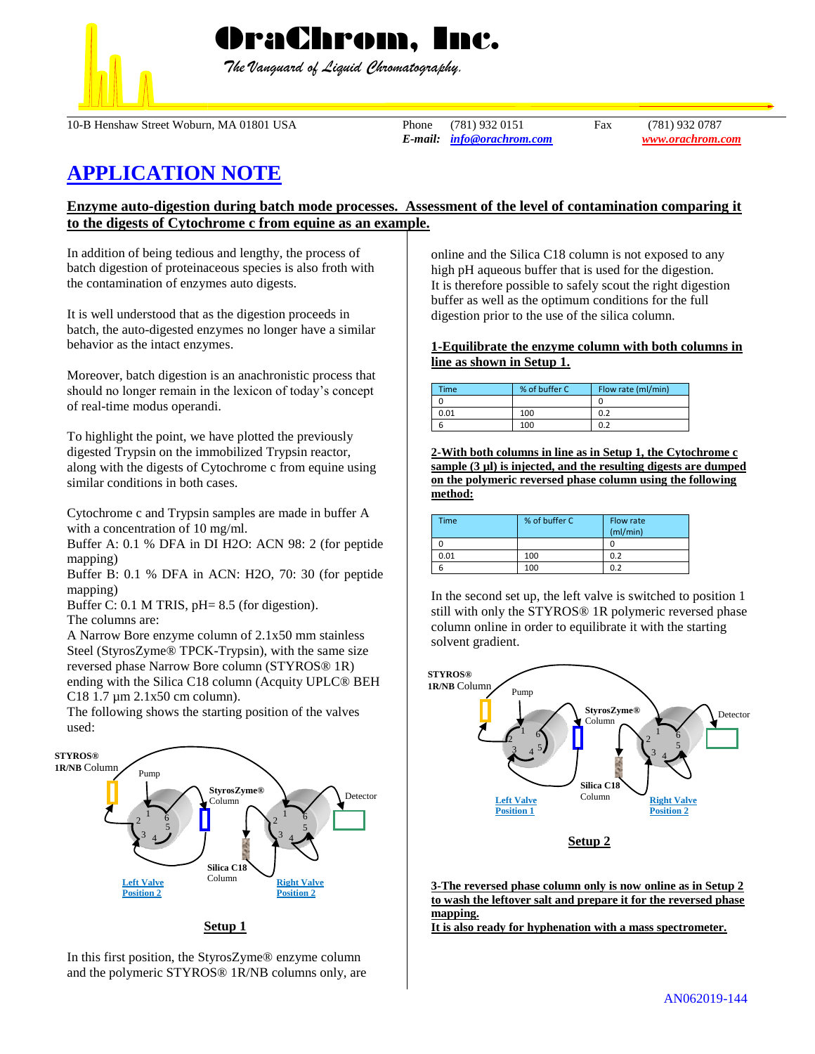# OraChrom, Inc.

*The Vanguard of Liquid Chromatography.*

10-B Henshaw Street Woburn, MA 01801 USA — Phone (781) 932 0151 — Fax (781) 932 0787 — *E-mail:* info@orachrom.com — www.orachrom.com

## APPLICATION NOTE

### Enzyme auto-digestion during batch mode processes. Assessment of the level of contamination comparing it to the digests of Cytochrome c from equine as an example.

In addition of being tedious and lengthy, the process of batch digestion of proteinaceous species is also froth with the contamination of enzymes auto digests.

It is well understood that as the digestion proceeds in batch, the auto-digested enzymes no longer have a similar behavior as the intact enzymes.

Moreover, batch digestion is an anachronistic process that should no longer remain in the lexicon of today's concept of real-time modus operandi.

To highlight the point, we have plotted the previously digested Trypsin on the immobilized Trypsin reactor, along with the digests of Cytochrome c from equine using similar conditions in both cases.

Cytochrome c and Trypsin samples are made in buffer A with a concentration of 10 mg/ml.
Buffer A: 0.1 % DFA in DI H2O: ACN 98: 2 (for peptide mapping)
Buffer B: 0.1 % DFA in ACN: H2O, 70: 30 (for peptide mapping)
Buffer C: 0.1 M TRIS, pH= 8.5 (for digestion).
The columns are:
A Narrow Bore enzyme column of 2.1x50 mm stainless Steel (StyrosZyme® TPCK-Trypsin), with the same size reversed phase Narrow Bore column (STYROS® 1R) ending with the Silica C18 column (Acquity UPLC® BEH C18 1.7 µm 2.1x50 cm column).
The following shows the starting position of the valves used:

**Setup 1**

In this first position, the StyrosZyme® enzyme column and the polymeric STYROS® 1R/NB columns only, are online and the Silica C18 column is not exposed to any high pH aqueous buffer that is used for the digestion.
It is therefore possible to safely scout the right digestion buffer as well as the optimum conditions for the full digestion prior to the use of the silica column.

**1-Equilibrate the enzyme column with both columns in line as shown in Setup 1.**

| Time | % of buffer C | Flow rate (ml/min) |
|---|---|---|
| 0 | | 0 |
| 0.01 | 100 | 0.2 |
| 6 | 100 | 0.2 |

**2-With both columns in line as in Setup 1, the Cytochrome c sample (3 µl) is injected, and the resulting digests are dumped on the polymeric reversed phase column using the following method:**

| Time | % of buffer C | Flow rate (ml/min) |
|---|---|---|
| 0 | | 0 |
| 0.01 | 100 | 0.2 |
| 6 | 100 | 0.2 |

In the second set up, the left valve is switched to position 1 still with only the STYROS® 1R polymeric reversed phase column online in order to equilibrate it with the starting solvent gradient.

**Setup 2**

**3-The reversed phase column only is now online as in Setup 2 to wash the leftover salt and prepare it for the reversed phase mapping.**
**It is also ready for hyphenation with a mass spectrometer.**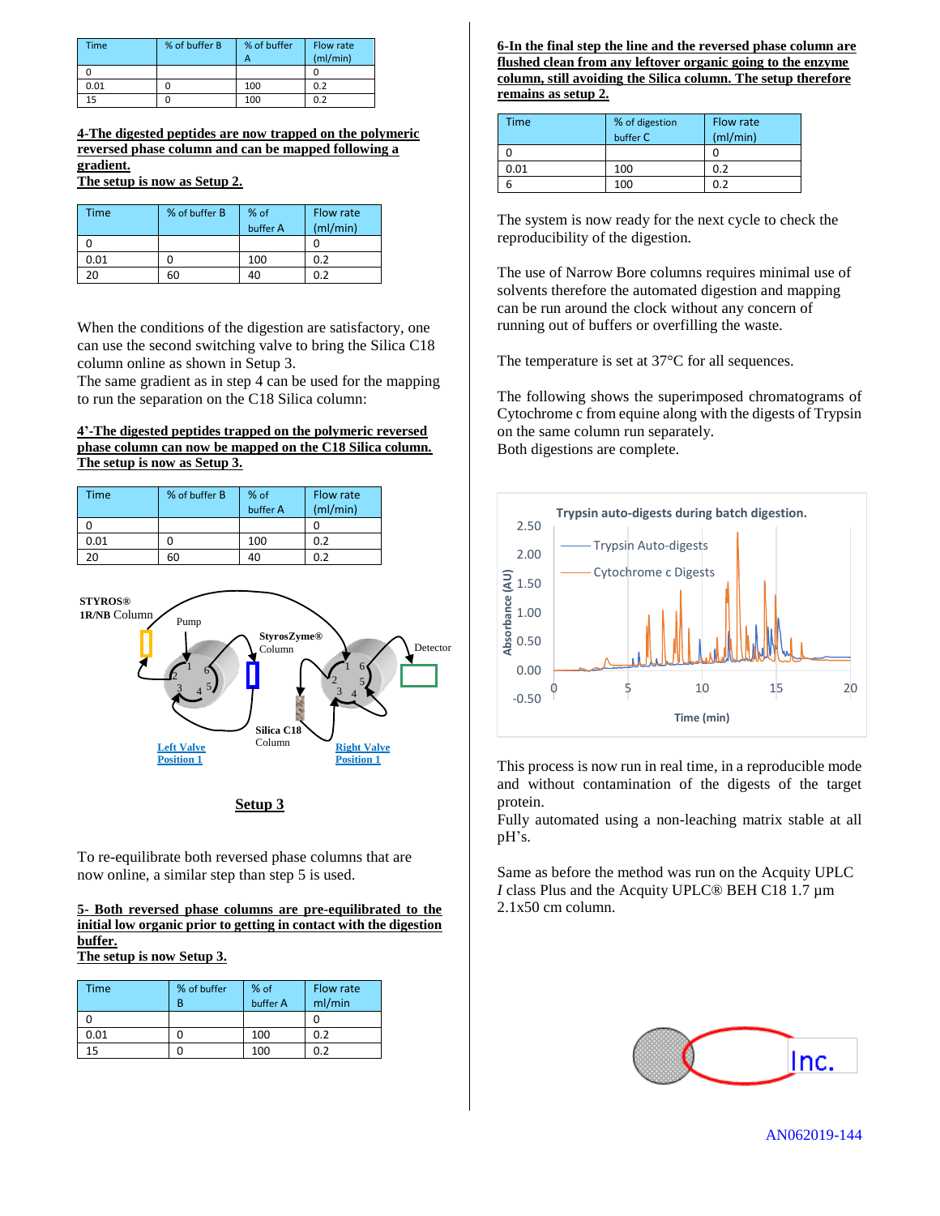| Time | % of buffer B | % of buffer A | Flow rate (ml/min) |
|---|---|---|---|
| 0 | | | 0 |
| 0.01 | 0 | 100 | 0.2 |
| 15 | 0 | 100 | 0.2 |

**4-The digested peptides are now trapped on the polymeric reversed phase column and can be mapped following a gradient.**
**The setup is now as Setup 2.**

| Time | % of buffer B | % of buffer A | Flow rate (ml/min) |
|---|---|---|---|
| 0 | | | 0 |
| 0.01 | 0 | 100 | 0.2 |
| 20 | 60 | 40 | 0.2 |

When the conditions of the digestion are satisfactory, one can use the second switching valve to bring the Silica C18 column online as shown in Setup 3.
The same gradient as in step 4 can be used for the mapping to run the separation on the C18 Silica column:

**4'-The digested peptides trapped on the polymeric reversed phase column can now be mapped on the C18 Silica column.**
**The setup is now as Setup 3.**

| Time | % of buffer B | % of buffer A | Flow rate (ml/min) |
|---|---|---|---|
| 0 | | | 0 |
| 0.01 | 0 | 100 | 0.2 |
| 20 | 60 | 40 | 0.2 |

STYROS® 1R/NB Column

Pump

StyrosZyme® Column

Detector

Silica C18 Column

Left Valve Position 1

Right Valve Position 1

**Setup 3**

To re-equilibrate both reversed phase columns that are now online, a similar step than step 5 is used.

**5- Both reversed phase columns are pre-equilibrated to the initial low organic prior to getting in contact with the digestion buffer.**
**The setup is now Setup 3.**

| Time | % of buffer B | % of buffer A | Flow rate ml/min |
|---|---|---|---|
| 0 | | | 0 |
| 0.01 | 0 | 100 | 0.2 |
| 15 | 0 | 100 | 0.2 |

**6-In the final step the line and the reversed phase column are flushed clean from any leftover organic going to the enzyme column, still avoiding the Silica column. The setup therefore remains as setup 2.**

| Time | % of digestion buffer C | Flow rate (ml/min) |
|---|---|---|
| 0 | | 0 |
| 0.01 | 100 | 0.2 |
| 6 | 100 | 0.2 |

The system is now ready for the next cycle to check the reproducibility of the digestion.

The use of Narrow Bore columns requires minimal use of solvents therefore the automated digestion and mapping can be run around the clock without any concern of running out of buffers or overfilling the waste.

The temperature is set at 37°C for all sequences.

The following shows the superimposed chromatograms of Cytochrome c from equine along with the digests of Trypsin on the same column run separately.
Both digestions are complete.

Trypsin auto-digests during batch digestion.
Trypsin Auto-digests
Cytochrome c Digests
Absorbance (AU)
2.50
2.00
1.50
1.00
0.50
0.00
-0.50
0
5
10
15
20
Time (min)

This process is now run in real time, in a reproducible mode and without contamination of the digests of the target protein.
Fully automated using a non-leaching matrix stable at all pH's.

Same as before the method was run on the Acquity UPLC *I* class Plus and the Acquity UPLC® BEH C18 1.7 µm 2.1x50 cm column.

Inc.

AN062019-144